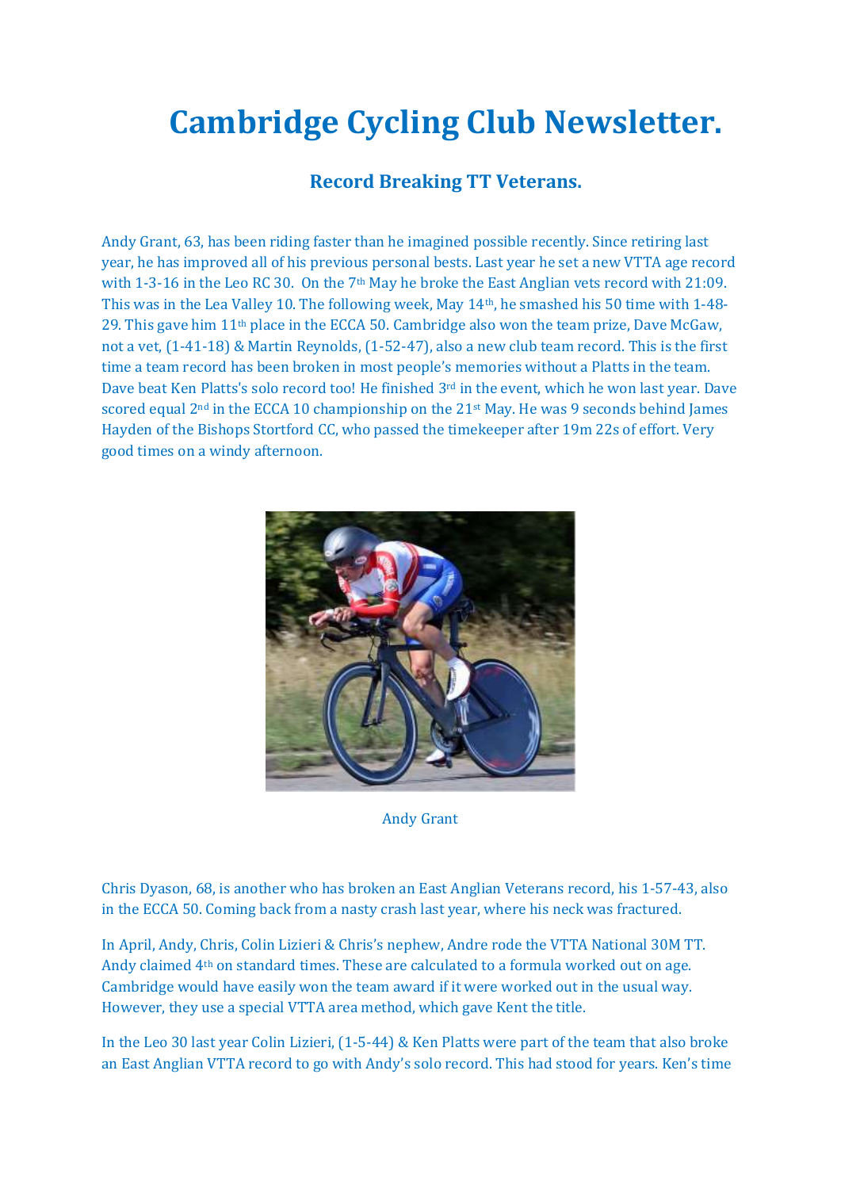# Cambridge Cycling Club Newsletter.

## Record Breaking TT Veterans.

Andy Grant, 63, has been riding faster than he imagined possible recently. Since retiring last year, he has improved all of his previous personal bests. Last year he set a new VTTA age record with 1-3-16 in the Leo RC 30. On the 7th May he broke the East Anglian vets record with 21:09. This was in the Lea Valley 10. The following week, May 14th, he smashed his 50 time with 1-48-29. This gave him 11th place in the ECCA 50. Cambridge also won the team prize, Dave McGaw, not a vet, (1-41-18) & Martin Reynolds, (1-52-47), also a new club team record. This is the first time a team record has been broken in most people's memories without a Platts in the team. Dave beat Ken Platts's solo record too! He finished 3rd in the event, which he won last year. Dave scored equal 2nd in the ECCA 10 championship on the 21st May. He was 9 seconds behind James Hayden of the Bishops Stortford CC, who passed the timekeeper after 19m 22s of effort. Very good times on a windy afternoon.

Andy Grant

Chris Dyason, 68, is another who has broken an East Anglian Veterans record, his 1-57-43, also in the ECCA 50. Coming back from a nasty crash last year, where his neck was fractured.

In April, Andy, Chris, Colin Lizieri & Chris's nephew, Andre rode the VTTA National 30M TT. Andy claimed 4th on standard times. These are calculated to a formula worked out on age. Cambridge would have easily won the team award if it were worked out in the usual way. However, they use a special VTTA area method, which gave Kent the title.

In the Leo 30 last year Colin Lizieri, (1-5-44) & Ken Platts were part of the team that also broke an East Anglian VTTA record to go with Andy's solo record. This had stood for years. Ken's time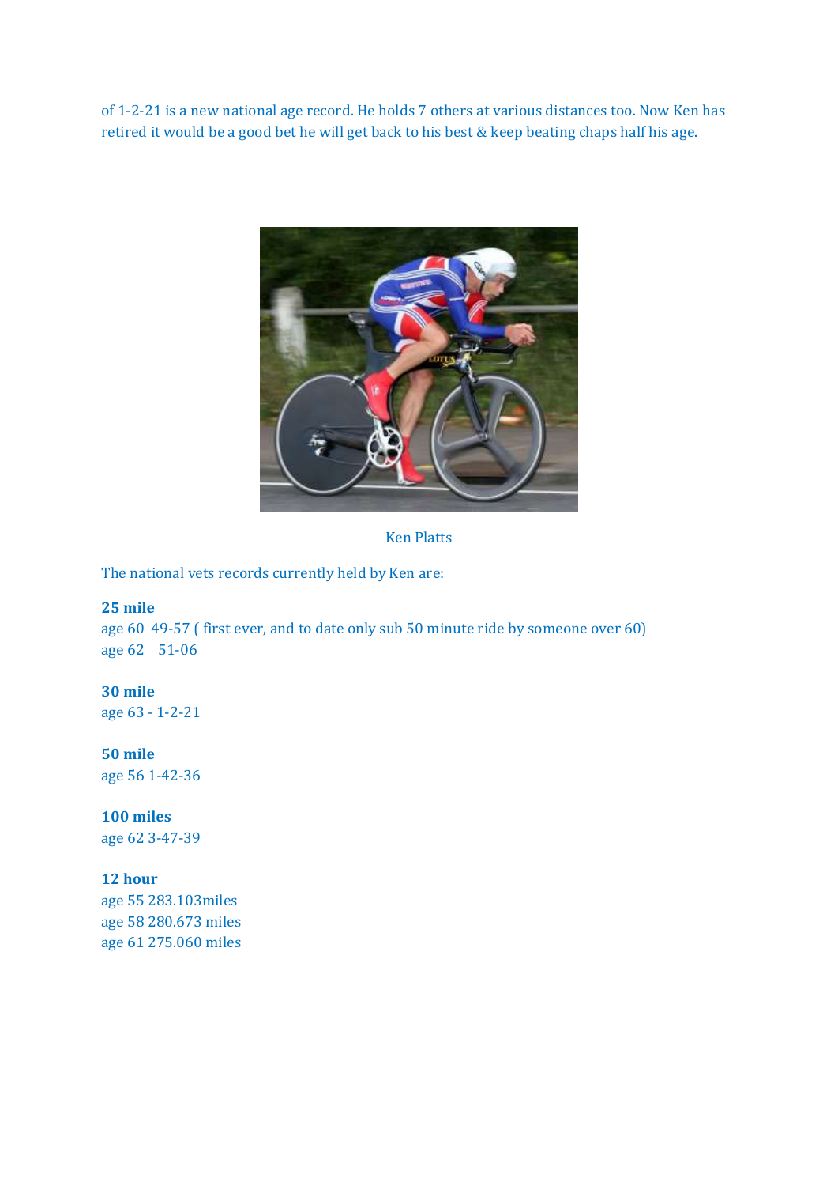of 1-2-21 is a new national age record. He holds 7 others at various distances too. Now Ken has retired it would be a good bet he will get back to his best & keep beating chaps half his age.

Ken Platts

The national vets records currently held by Ken are:

**25 mile**
age 60  49-57 ( first ever, and to date only sub 50 minute ride by someone over 60)
age 62   51-06

**30 mile**
age 63 - 1-2-21

**50 mile**
age 56 1-42-36

**100 miles**
age 62 3-47-39

**12 hour**
age 55 283.103miles
age 58 280.673 miles
age 61 275.060 miles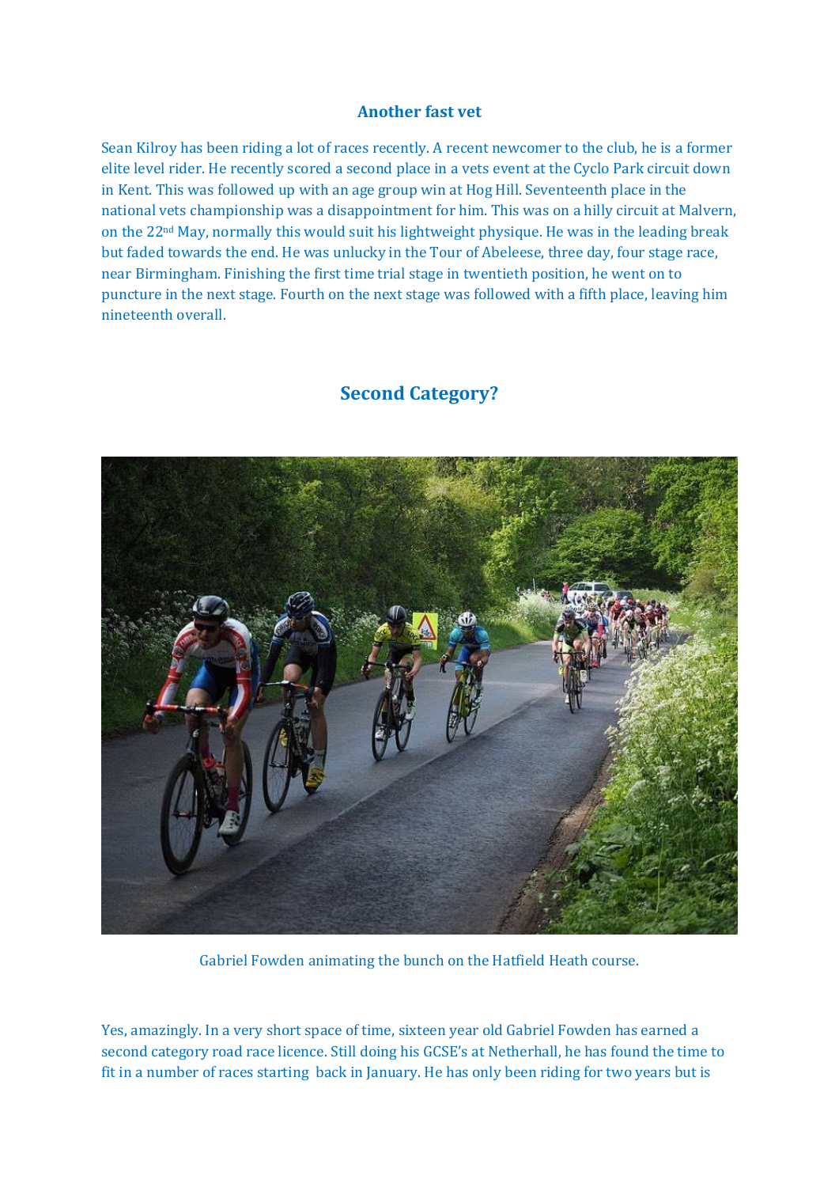## Another fast vet

Sean Kilroy has been riding a lot of races recently. A recent newcomer to the club, he is a former elite level rider. He recently scored a second place in a vets event at the Cyclo Park circuit down in Kent. This was followed up with an age group win at Hog Hill. Seventeenth place in the national vets championship was a disappointment for him. This was on a hilly circuit at Malvern, on the 22nd May, normally this would suit his lightweight physique. He was in the leading break but faded towards the end. He was unlucky in the Tour of Abeleese, three day, four stage race, near Birmingham. Finishing the first time trial stage in twentieth position, he went on to puncture in the next stage. Fourth on the next stage was followed with a fifth place, leaving him nineteenth overall.

## Second Category?

Gabriel Fowden animating the bunch on the Hatfield Heath course.

Yes, amazingly. In a very short space of time, sixteen year old Gabriel Fowden has earned a second category road race licence. Still doing his GCSE's at Netherhall, he has found the time to fit in a number of races starting back in January. He has only been riding for two years but is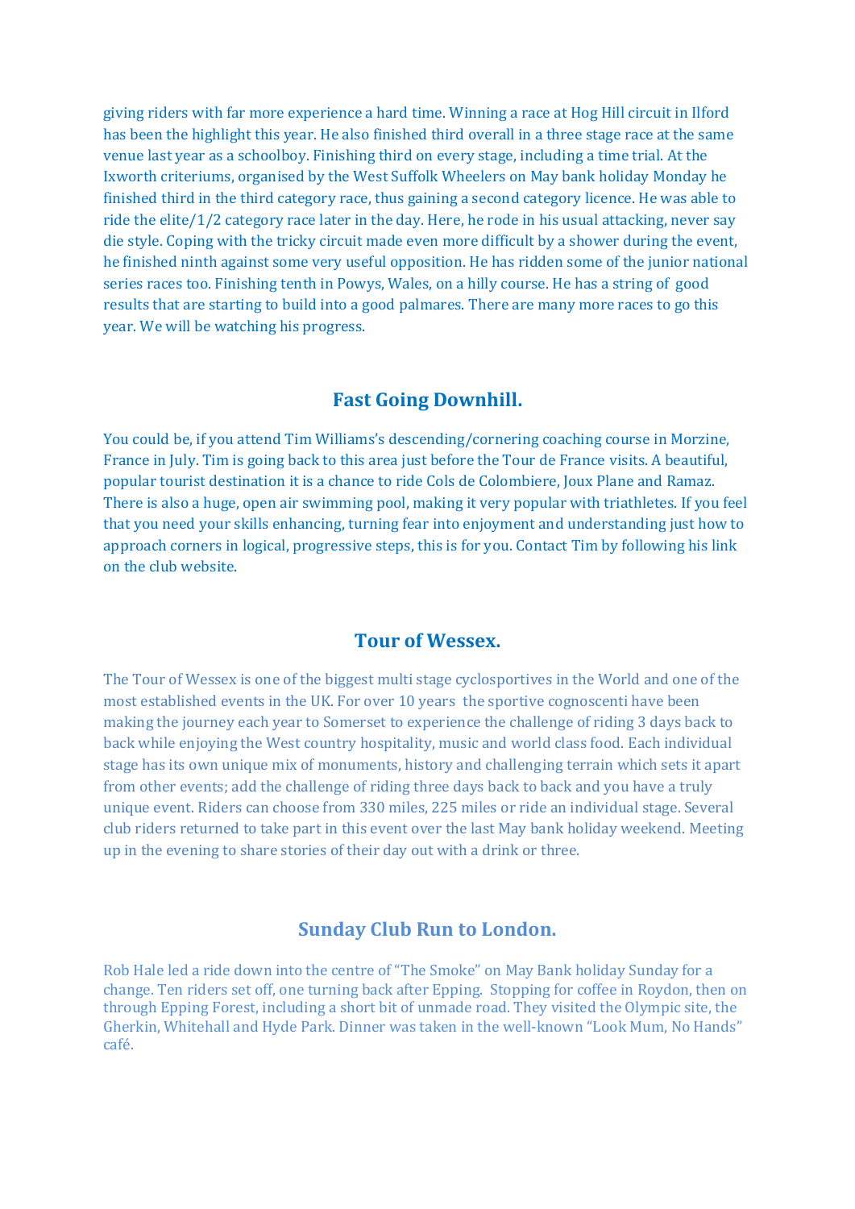giving riders with far more experience a hard time. Winning a race at Hog Hill circuit in Ilford has been the highlight this year. He also finished third overall in a three stage race at the same venue last year as a schoolboy. Finishing third on every stage, including a time trial. At the Ixworth criteriums, organised by the West Suffolk Wheelers on May bank holiday Monday he finished third in the third category race, thus gaining a second category licence. He was able to ride the elite/1/2 category race later in the day. Here, he rode in his usual attacking, never say die style. Coping with the tricky circuit made even more difficult by a shower during the event, he finished ninth against some very useful opposition. He has ridden some of the junior national series races too. Finishing tenth in Powys, Wales, on a hilly course. He has a string of good results that are starting to build into a good palmares. There are many more races to go this year. We will be watching his progress.

## Fast Going Downhill.

You could be, if you attend Tim Williams's descending/cornering coaching course in Morzine, France in July. Tim is going back to this area just before the Tour de France visits. A beautiful, popular tourist destination it is a chance to ride Cols de Colombiere, Joux Plane and Ramaz. There is also a huge, open air swimming pool, making it very popular with triathletes. If you feel that you need your skills enhancing, turning fear into enjoyment and understanding just how to approach corners in logical, progressive steps, this is for you. Contact Tim by following his link on the club website.

## Tour of Wessex.

The Tour of Wessex is one of the biggest multi stage cyclosportives in the World and one of the most established events in the UK. For over 10 years the sportive cognoscenti have been making the journey each year to Somerset to experience the challenge of riding 3 days back to back while enjoying the West country hospitality, music and world class food. Each individual stage has its own unique mix of monuments, history and challenging terrain which sets it apart from other events; add the challenge of riding three days back to back and you have a truly unique event. Riders can choose from 330 miles, 225 miles or ride an individual stage. Several club riders returned to take part in this event over the last May bank holiday weekend. Meeting up in the evening to share stories of their day out with a drink or three.

## Sunday Club Run to London.

Rob Hale led a ride down into the centre of "The Smoke" on May Bank holiday Sunday for a change. Ten riders set off, one turning back after Epping. Stopping for coffee in Roydon, then on through Epping Forest, including a short bit of unmade road. They visited the Olympic site, the Gherkin, Whitehall and Hyde Park. Dinner was taken in the well-known "Look Mum, No Hands" café.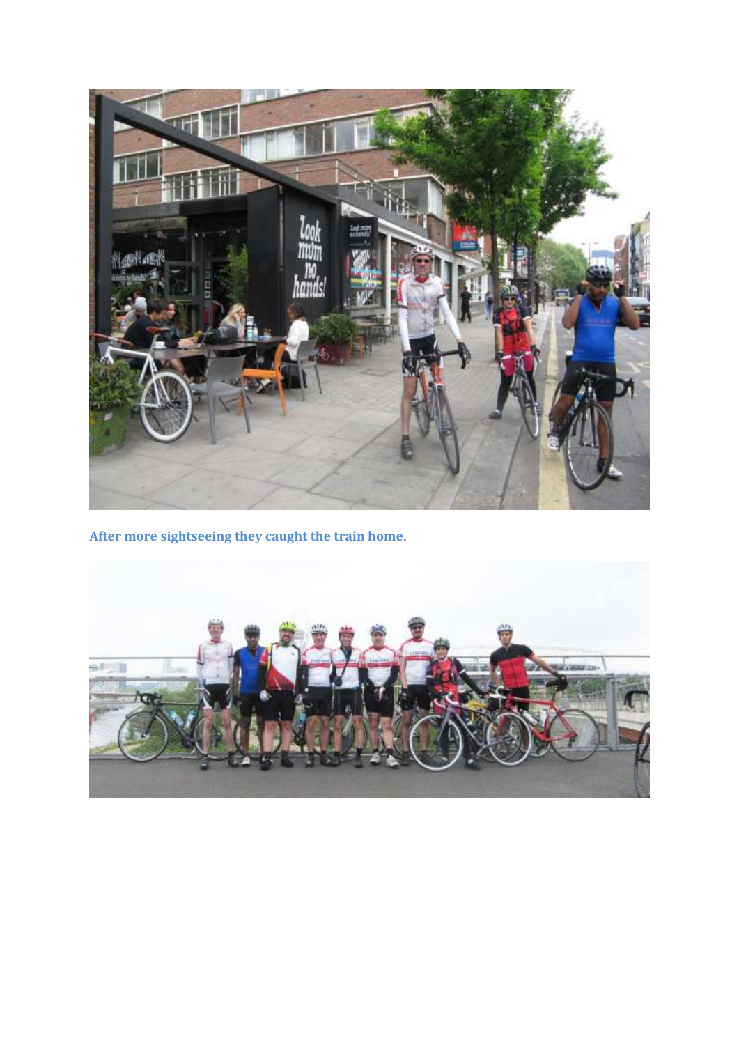After more sightseeing they caught the train home.